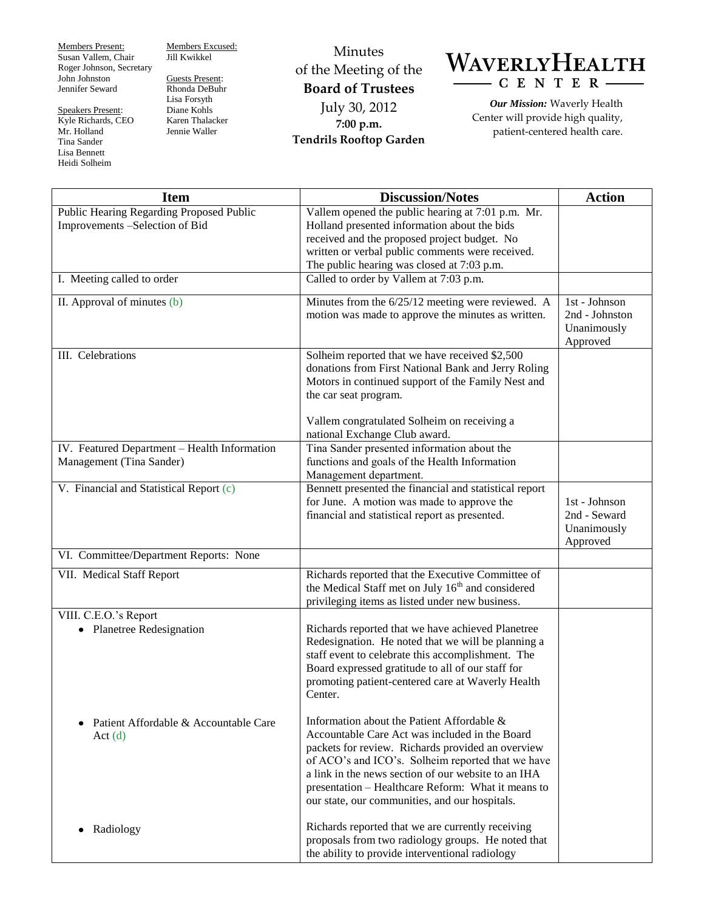Members Present:
Susan Vallem, Chair
Roger Johnson, Secretary
John Johnston
Jennifer Seward

Speakers Present:
Kyle Richards, CEO
Mr. Holland
Tina Sander
Lisa Bennett
Heidi Solheim

Members Excused:
Jill Kwikkel

Guests Present:
Rhonda DeBuhr
Lisa Forsyth
Diane Kohls
Karen Thalacker
Jennie Waller

Minutes
of the Meeting of the
**Board of Trustees**
July 30, 2012
**7:00 p.m.**
**Tendrils Rooftop Garden**

# WAVERLYHEALTH CENTER

***Our Mission:*** Waverly Health Center will provide high quality, patient-centered health care.

| Item | Discussion/Notes | Action |
|---|---|---|
| Public Hearing Regarding Proposed Public Improvements –Selection of Bid | Vallem opened the public hearing at 7:01 p.m. Mr. Holland presented information about the bids received and the proposed project budget. No written or verbal public comments were received. The public hearing was closed at 7:03 p.m. | |
| I. Meeting called to order | Called to order by Vallem at 7:03 p.m. | |
| II. Approval of minutes (b) | Minutes from the 6/25/12 meeting were reviewed. A motion was made to approve the minutes as written. | 1st - Johnson<br>2nd - Johnston<br>Unanimously Approved |
| III. Celebrations | Solheim reported that we have received $2,500 donations from First National Bank and Jerry Roling Motors in continued support of the Family Nest and the car seat program.<br><br>Vallem congratulated Solheim on receiving a national Exchange Club award. | |
| IV. Featured Department – Health Information Management (Tina Sander) | Tina Sander presented information about the functions and goals of the Health Information Management department. | |
| V. Financial and Statistical Report (c) | Bennett presented the financial and statistical report for June. A motion was made to approve the financial and statistical report as presented. | 1st - Johnson<br>2nd - Seward<br>Unanimously Approved |
| VI. Committee/Department Reports: None | | |
| VII. Medical Staff Report | Richards reported that the Executive Committee of the Medical Staff met on July 16th and considered privileging items as listed under new business. | |
| VIII. C.E.O.'s Report<br>• Planetree Redesignation | Richards reported that we have achieved Planetree Redesignation. He noted that we will be planning a staff event to celebrate this accomplishment. The Board expressed gratitude to all of our staff for promoting patient-centered care at Waverly Health Center. | |
| • Patient Affordable & Accountable Care Act (d) | Information about the Patient Affordable & Accountable Care Act was included in the Board packets for review. Richards provided an overview of ACO's and ICO's. Solheim reported that we have a link in the news section of our website to an IHA presentation – Healthcare Reform: What it means to our state, our communities, and our hospitals. | |
| • Radiology | Richards reported that we are currently receiving proposals from two radiology groups. He noted that the ability to provide interventional radiology | |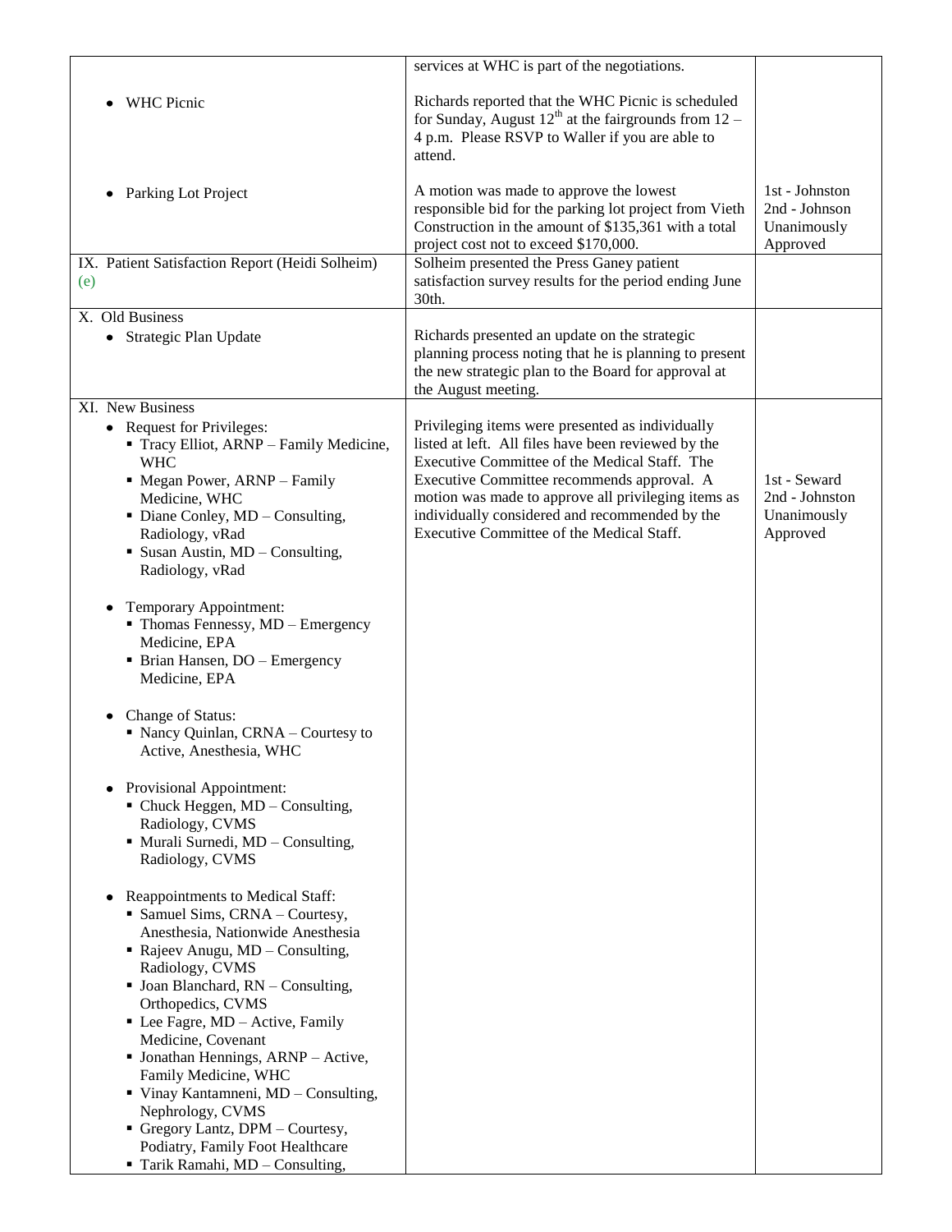| | | |
|---|---|---|
| | services at WHC is part of the negotiations. | |
| • WHC Picnic | Richards reported that the WHC Picnic is scheduled for Sunday, August 12th at the fairgrounds from 12 – 4 p.m. Please RSVP to Waller if you are able to attend. | |
| • Parking Lot Project | A motion was made to approve the lowest responsible bid for the parking lot project from Vieth Construction in the amount of $135,361 with a total project cost not to exceed $170,000. | 1st - Johnston<br>2nd - Johnson<br>Unanimously Approved |
| IX. Patient Satisfaction Report (Heidi Solheim) (e) | Solheim presented the Press Ganey patient satisfaction survey results for the period ending June 30th. | |
| X. Old Business<br>• Strategic Plan Update | Richards presented an update on the strategic planning process noting that he is planning to present the new strategic plan to the Board for approval at the August meeting. | |
| XI. New Business<br>• Request for Privileges:<br>▪ Tracy Elliot, ARNP – Family Medicine, WHC<br>▪ Megan Power, ARNP – Family Medicine, WHC<br>▪ Diane Conley, MD – Consulting, Radiology, vRad<br>▪ Susan Austin, MD – Consulting, Radiology, vRad<br><br>• Temporary Appointment:<br>▪ Thomas Fennessy, MD – Emergency Medicine, EPA<br>▪ Brian Hansen, DO – Emergency Medicine, EPA<br><br>• Change of Status:<br>▪ Nancy Quinlan, CRNA – Courtesy to Active, Anesthesia, WHC<br><br>• Provisional Appointment:<br>▪ Chuck Heggen, MD – Consulting, Radiology, CVMS<br>▪ Murali Surnedi, MD – Consulting, Radiology, CVMS<br><br>• Reappointments to Medical Staff:<br>▪ Samuel Sims, CRNA – Courtesy, Anesthesia, Nationwide Anesthesia<br>▪ Rajeev Anugu, MD – Consulting, Radiology, CVMS<br>▪ Joan Blanchard, RN – Consulting, Orthopedics, CVMS<br>▪ Lee Fagre, MD – Active, Family Medicine, Covenant<br>▪ Jonathan Hennings, ARNP – Active, Family Medicine, WHC<br>▪ Vinay Kantamneni, MD – Consulting, Nephrology, CVMS<br>▪ Gregory Lantz, DPM – Courtesy, Podiatry, Family Foot Healthcare<br>▪ Tarik Ramahi, MD – Consulting, | Privileging items were presented as individually listed at left. All files have been reviewed by the Executive Committee of the Medical Staff. The Executive Committee recommends approval. A motion was made to approve all privileging items as individually considered and recommended by the Executive Committee of the Medical Staff. | 1st - Seward<br>2nd - Johnston<br>Unanimously Approved |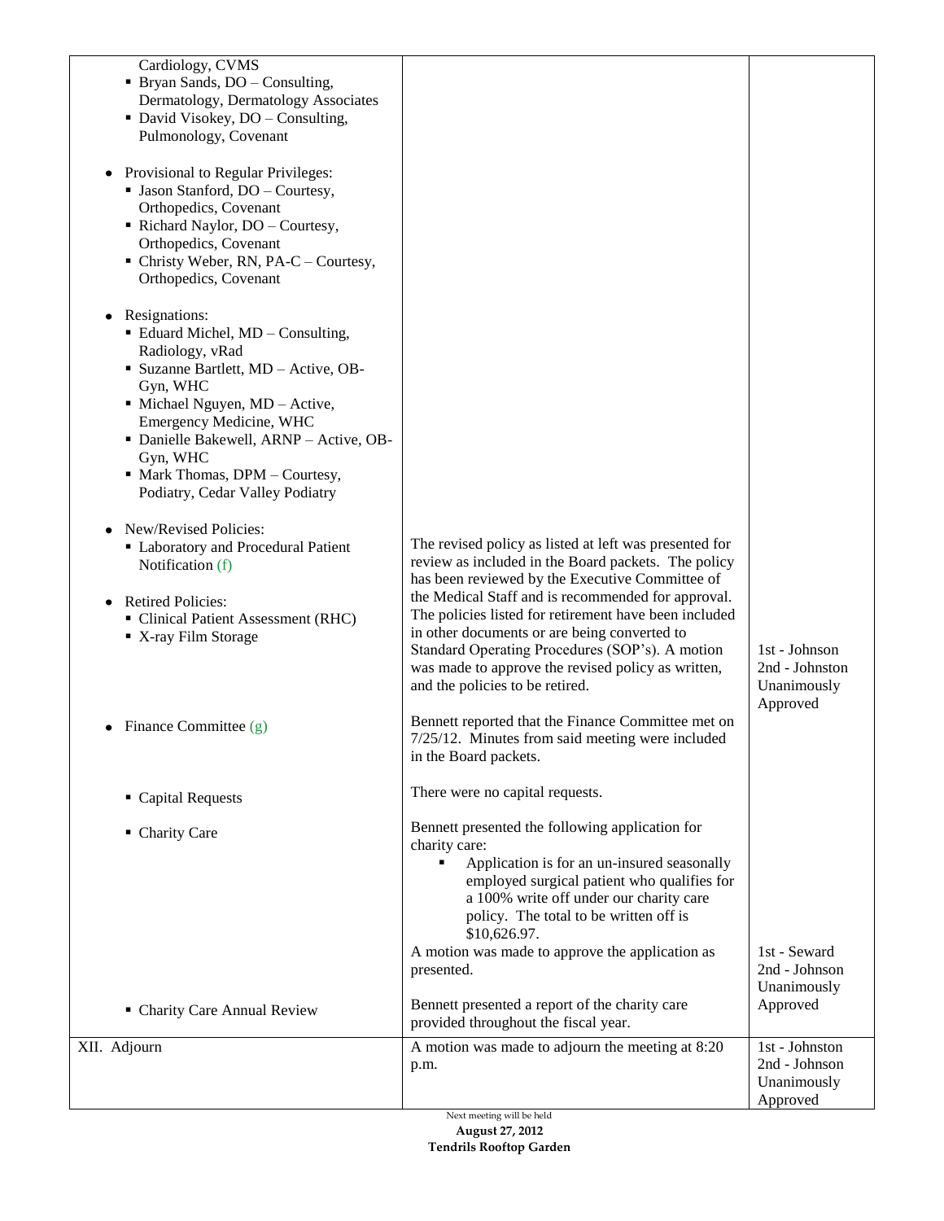| | | |
|---|---|---|
| Cardiology, CVMS<br>▪ Bryan Sands, DO – Consulting, Dermatology, Dermatology Associates<br>▪ David Visokey, DO – Consulting, Pulmonology, Covenant<br><br>• Provisional to Regular Privileges:<br>▪ Jason Stanford, DO – Courtesy, Orthopedics, Covenant<br>▪ Richard Naylor, DO – Courtesy, Orthopedics, Covenant<br>▪ Christy Weber, RN, PA-C – Courtesy, Orthopedics, Covenant<br><br>• Resignations:<br>▪ Eduard Michel, MD – Consulting, Radiology, vRad<br>▪ Suzanne Bartlett, MD – Active, OB-Gyn, WHC<br>▪ Michael Nguyen, MD – Active, Emergency Medicine, WHC<br>▪ Danielle Bakewell, ARNP – Active, OB-Gyn, WHC<br>▪ Mark Thomas, DPM – Courtesy, Podiatry, Cedar Valley Podiatry | | |
| • New/Revised Policies:<br>▪ Laboratory and Procedural Patient Notification (f)<br><br>• Retired Policies:<br>▪ Clinical Patient Assessment (RHC)<br>▪ X-ray Film Storage | The revised policy as listed at left was presented for review as included in the Board packets. The policy has been reviewed by the Executive Committee of the Medical Staff and is recommended for approval. The policies listed for retirement have been included in other documents or are being converted to Standard Operating Procedures (SOP's). A motion was made to approve the revised policy as written, and the policies to be retired. | 1st - Johnson<br>2nd - Johnston<br>Unanimously Approved |
| • Finance Committee (g)<br><br>▪ Capital Requests<br><br>▪ Charity Care<br><br><br><br><br><br><br><br>▪ Charity Care Annual Review | Bennett reported that the Finance Committee met on 7/25/12. Minutes from said meeting were included in the Board packets.<br><br>There were no capital requests.<br><br>Bennett presented the following application for charity care:<br>▪ Application is for an un-insured seasonally employed surgical patient who qualifies for a 100% write off under our charity care policy. The total to be written off is $10,626.97.<br>A motion was made to approve the application as presented.<br><br>Bennett presented a report of the charity care provided throughout the fiscal year. | <br><br><br><br><br><br><br><br><br>1st - Seward<br>2nd - Johnson<br>Unanimously Approved |
| XII. Adjourn | A motion was made to adjourn the meeting at 8:20 p.m. | 1st - Johnston<br>2nd - Johnson<br>Unanimously Approved |

Next meeting will be held
**August 27, 2012**
**Tendrils Rooftop Garden**